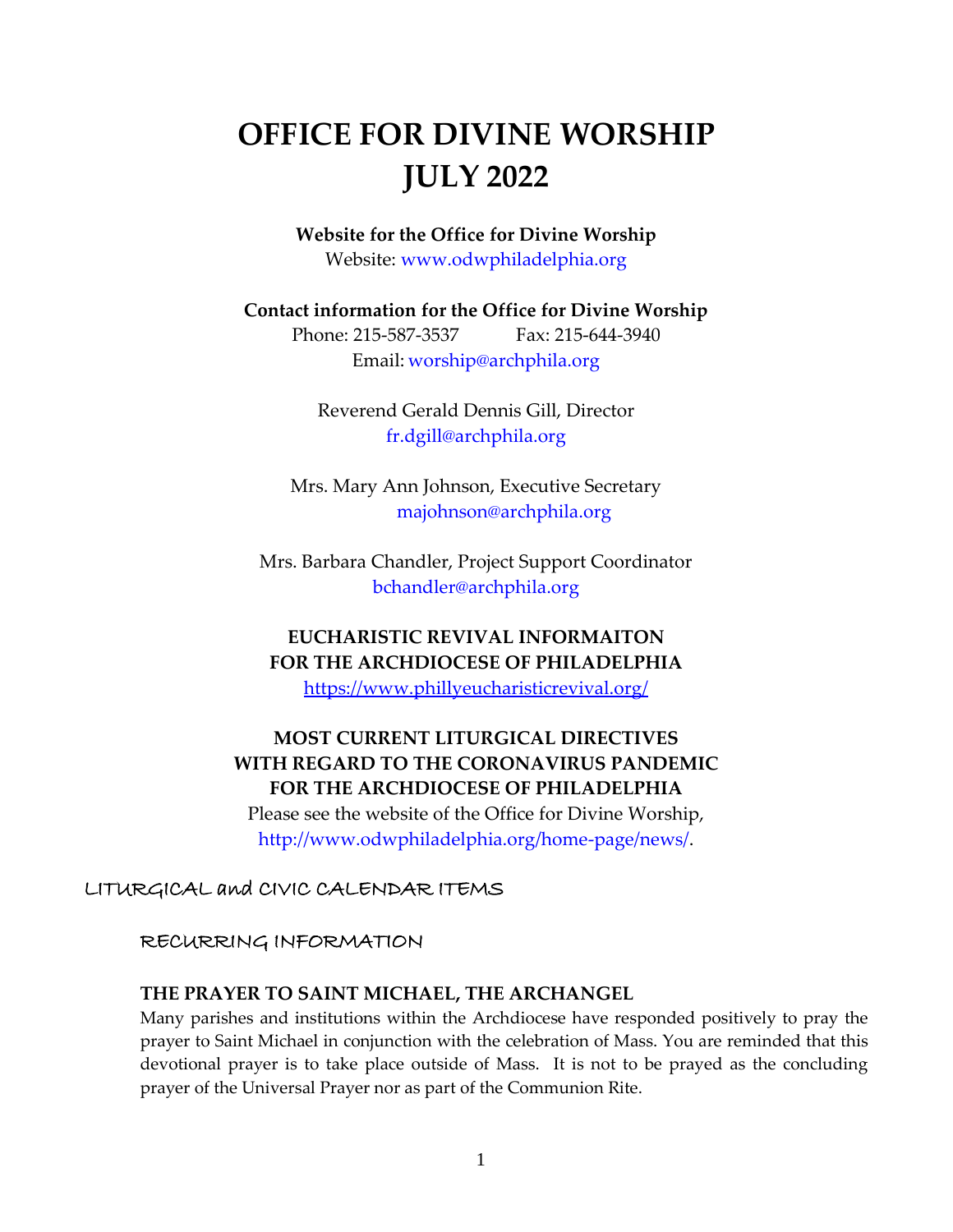# OFFICE FOR DIVINE WORSHIP
# JULY 2022

**Website for the Office for Divine Worship**
Website: www.odwphiladelphia.org

**Contact information for the Office for Divine Worship**
Phone: 215-587-3537 Fax: 215-644-3940
Email: worship@archphila.org

Reverend Gerald Dennis Gill, Director
fr.dgill@archphila.org

Mrs. Mary Ann Johnson, Executive Secretary
majohnson@archphila.org

Mrs. Barbara Chandler, Project Support Coordinator
bchandler@archphila.org

**EUCHARISTIC REVIVAL INFORMAITON FOR THE ARCHDIOCESE OF PHILADELPHIA**
https://www.phillyeucharisticrevival.org/

**MOST CURRENT LITURGICAL DIRECTIVES WITH REGARD TO THE CORONAVIRUS PANDEMIC FOR THE ARCHDIOCESE OF PHILADELPHIA**
Please see the website of the Office for Divine Worship, http://www.odwphiladelphia.org/home-page/news/.

## LITURGICAL and CIVIC CALENDAR ITEMS

### RECURRING INFORMATION

**THE PRAYER TO SAINT MICHAEL, THE ARCHANGEL**
Many parishes and institutions within the Archdiocese have responded positively to pray the prayer to Saint Michael in conjunction with the celebration of Mass. You are reminded that this devotional prayer is to take place outside of Mass. It is not to be prayed as the concluding prayer of the Universal Prayer nor as part of the Communion Rite.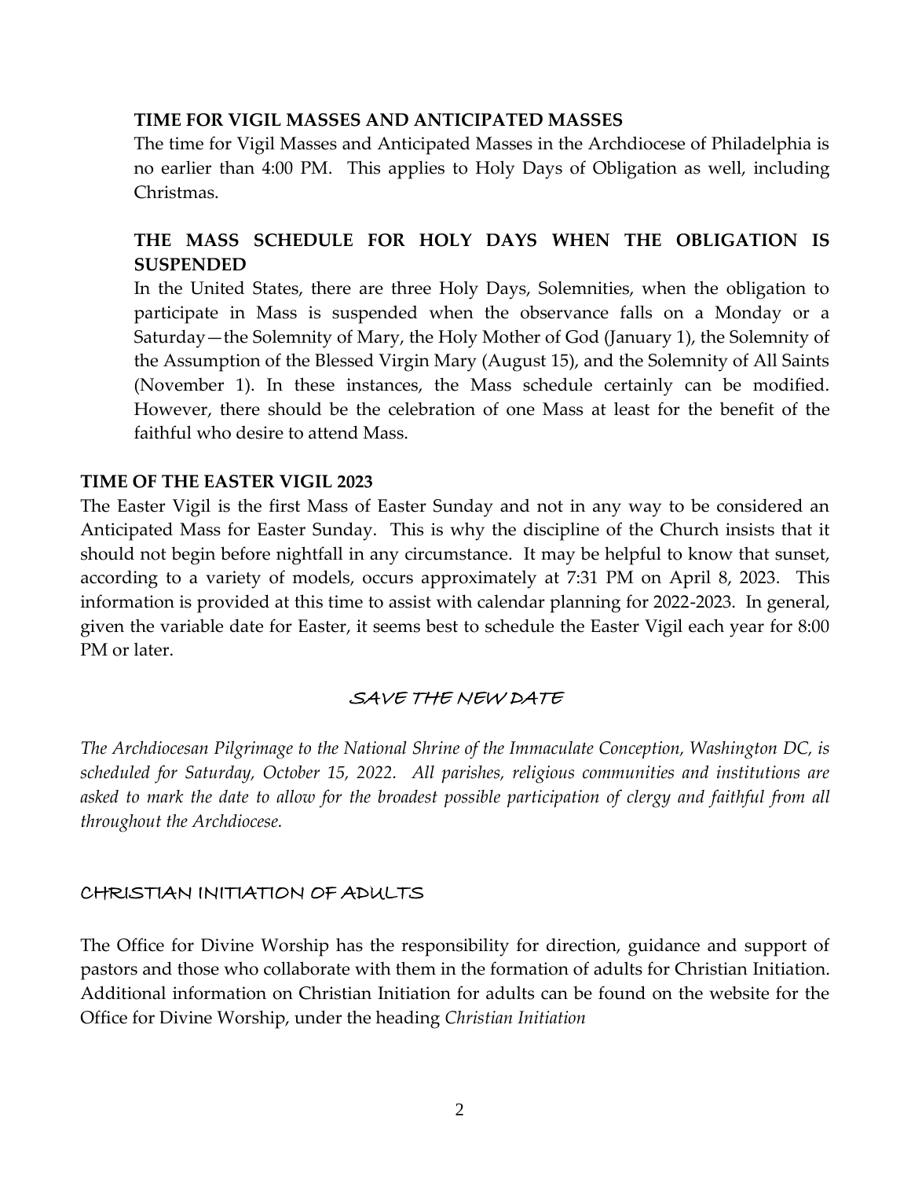### TIME FOR VIGIL MASSES AND ANTICIPATED MASSES

The time for Vigil Masses and Anticipated Masses in the Archdiocese of Philadelphia is no earlier than 4:00 PM. This applies to Holy Days of Obligation as well, including Christmas.

### THE MASS SCHEDULE FOR HOLY DAYS WHEN THE OBLIGATION IS SUSPENDED

In the United States, there are three Holy Days, Solemnities, when the obligation to participate in Mass is suspended when the observance falls on a Monday or a Saturday—the Solemnity of Mary, the Holy Mother of God (January 1), the Solemnity of the Assumption of the Blessed Virgin Mary (August 15), and the Solemnity of All Saints (November 1). In these instances, the Mass schedule certainly can be modified. However, there should be the celebration of one Mass at least for the benefit of the faithful who desire to attend Mass.

## TIME OF THE EASTER VIGIL 2023

The Easter Vigil is the first Mass of Easter Sunday and not in any way to be considered an Anticipated Mass for Easter Sunday. This is why the discipline of the Church insists that it should not begin before nightfall in any circumstance. It may be helpful to know that sunset, according to a variety of models, occurs approximately at 7:31 PM on April 8, 2023. This information is provided at this time to assist with calendar planning for 2022-2023. In general, given the variable date for Easter, it seems best to schedule the Easter Vigil each year for 8:00 PM or later.

## SAVE THE NEW DATE

*The Archdiocesan Pilgrimage to the National Shrine of the Immaculate Conception, Washington DC, is scheduled for Saturday, October 15, 2022. All parishes, religious communities and institutions are asked to mark the date to allow for the broadest possible participation of clergy and faithful from all throughout the Archdiocese.*

## CHRISTIAN INITIATION OF ADULTS

The Office for Divine Worship has the responsibility for direction, guidance and support of pastors and those who collaborate with them in the formation of adults for Christian Initiation. Additional information on Christian Initiation for adults can be found on the website for the Office for Divine Worship, under the heading *Christian Initiation*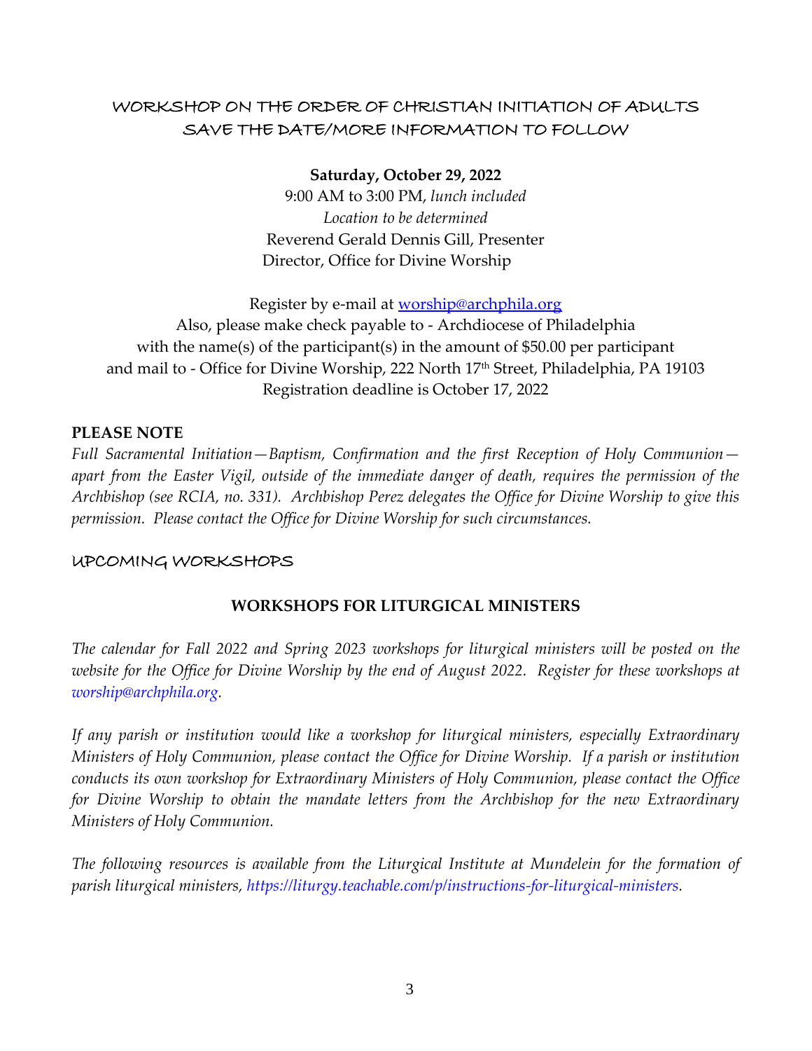## WORKSHOP ON THE ORDER OF CHRISTIAN INITIATION OF ADULTS
## SAVE THE DATE/MORE INFORMATION TO FOLLOW

**Saturday, October 29, 2022**
9:00 AM to 3:00 PM, *lunch included*
*Location to be determined*
Reverend Gerald Dennis Gill, Presenter
Director, Office for Divine Worship

Register by e-mail at worship@archphila.org
Also, please make check payable to - Archdiocese of Philadelphia
with the name(s) of the participant(s) in the amount of $50.00 per participant
and mail to - Office for Divine Worship, 222 North 17th Street, Philadelphia, PA 19103
Registration deadline is October 17, 2022

**PLEASE NOTE**

*Full Sacramental Initiation—Baptism, Confirmation and the first Reception of Holy Communion—apart from the Easter Vigil, outside of the immediate danger of death, requires the permission of the Archbishop (see RCIA, no. 331). Archbishop Perez delegates the Office for Divine Worship to give this permission. Please contact the Office for Divine Worship for such circumstances.*

## UPCOMING WORKSHOPS

### WORKSHOPS FOR LITURGICAL MINISTERS

*The calendar for Fall 2022 and Spring 2023 workshops for liturgical ministers will be posted on the website for the Office for Divine Worship by the end of August 2022. Register for these workshops at worship@archphila.org.*

*If any parish or institution would like a workshop for liturgical ministers, especially Extraordinary Ministers of Holy Communion, please contact the Office for Divine Worship. If a parish or institution conducts its own workshop for Extraordinary Ministers of Holy Communion, please contact the Office for Divine Worship to obtain the mandate letters from the Archbishop for the new Extraordinary Ministers of Holy Communion.*

*The following resources is available from the Liturgical Institute at Mundelein for the formation of parish liturgical ministers, https://liturgy.teachable.com/p/instructions-for-liturgical-ministers.*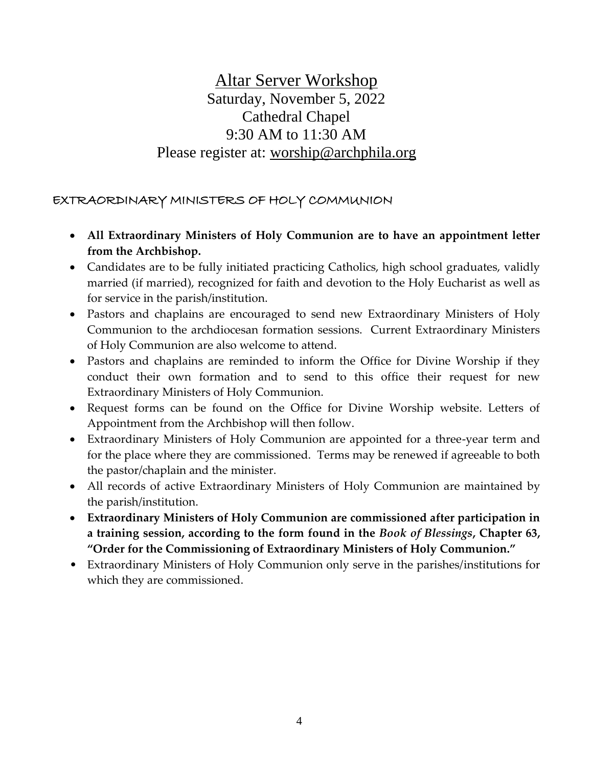# Altar Server Workshop

Saturday, November 5, 2022
Cathedral Chapel
9:30 AM to 11:30 AM
Please register at: worship@archphila.org

## EXTRAORDINARY MINISTERS OF HOLY COMMUNION

- **All Extraordinary Ministers of Holy Communion are to have an appointment letter from the Archbishop.**
- Candidates are to be fully initiated practicing Catholics, high school graduates, validly married (if married), recognized for faith and devotion to the Holy Eucharist as well as for service in the parish/institution.
- Pastors and chaplains are encouraged to send new Extraordinary Ministers of Holy Communion to the archdiocesan formation sessions. Current Extraordinary Ministers of Holy Communion are also welcome to attend.
- Pastors and chaplains are reminded to inform the Office for Divine Worship if they conduct their own formation and to send to this office their request for new Extraordinary Ministers of Holy Communion.
- Request forms can be found on the Office for Divine Worship website. Letters of Appointment from the Archbishop will then follow.
- Extraordinary Ministers of Holy Communion are appointed for a three-year term and for the place where they are commissioned. Terms may be renewed if agreeable to both the pastor/chaplain and the minister.
- All records of active Extraordinary Ministers of Holy Communion are maintained by the parish/institution.
- **Extraordinary Ministers of Holy Communion are commissioned after participation in a training session, according to the form found in the *Book of Blessings*, Chapter 63, "Order for the Commissioning of Extraordinary Ministers of Holy Communion."**
- Extraordinary Ministers of Holy Communion only serve in the parishes/institutions for which they are commissioned.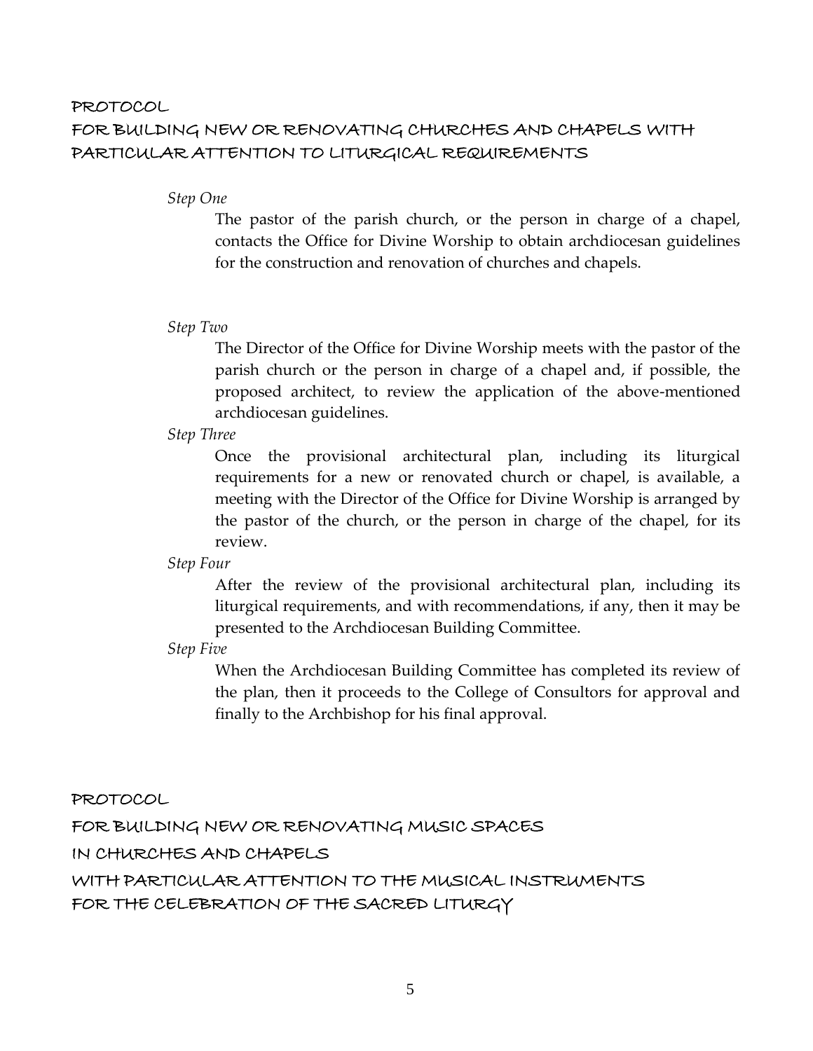## PROTOCOL
## FOR BUILDING NEW OR RENOVATING CHURCHES AND CHAPELS WITH PARTICULAR ATTENTION TO LITURGICAL REQUIREMENTS

*Step One*

The pastor of the parish church, or the person in charge of a chapel, contacts the Office for Divine Worship to obtain archdiocesan guidelines for the construction and renovation of churches and chapels.

*Step Two*

The Director of the Office for Divine Worship meets with the pastor of the parish church or the person in charge of a chapel and, if possible, the proposed architect, to review the application of the above-mentioned archdiocesan guidelines.

*Step Three*

Once the provisional architectural plan, including its liturgical requirements for a new or renovated church or chapel, is available, a meeting with the Director of the Office for Divine Worship is arranged by the pastor of the church, or the person in charge of the chapel, for its review.

*Step Four*

After the review of the provisional architectural plan, including its liturgical requirements, and with recommendations, if any, then it may be presented to the Archdiocesan Building Committee.

*Step Five*

When the Archdiocesan Building Committee has completed its review of the plan, then it proceeds to the College of Consultors for approval and finally to the Archbishop for his final approval.

## PROTOCOL
## FOR BUILDING NEW OR RENOVATING MUSIC SPACES
## IN CHURCHES AND CHAPELS
## WITH PARTICULAR ATTENTION TO THE MUSICAL INSTRUMENTS
## FOR THE CELEBRATION OF THE SACRED LITURGY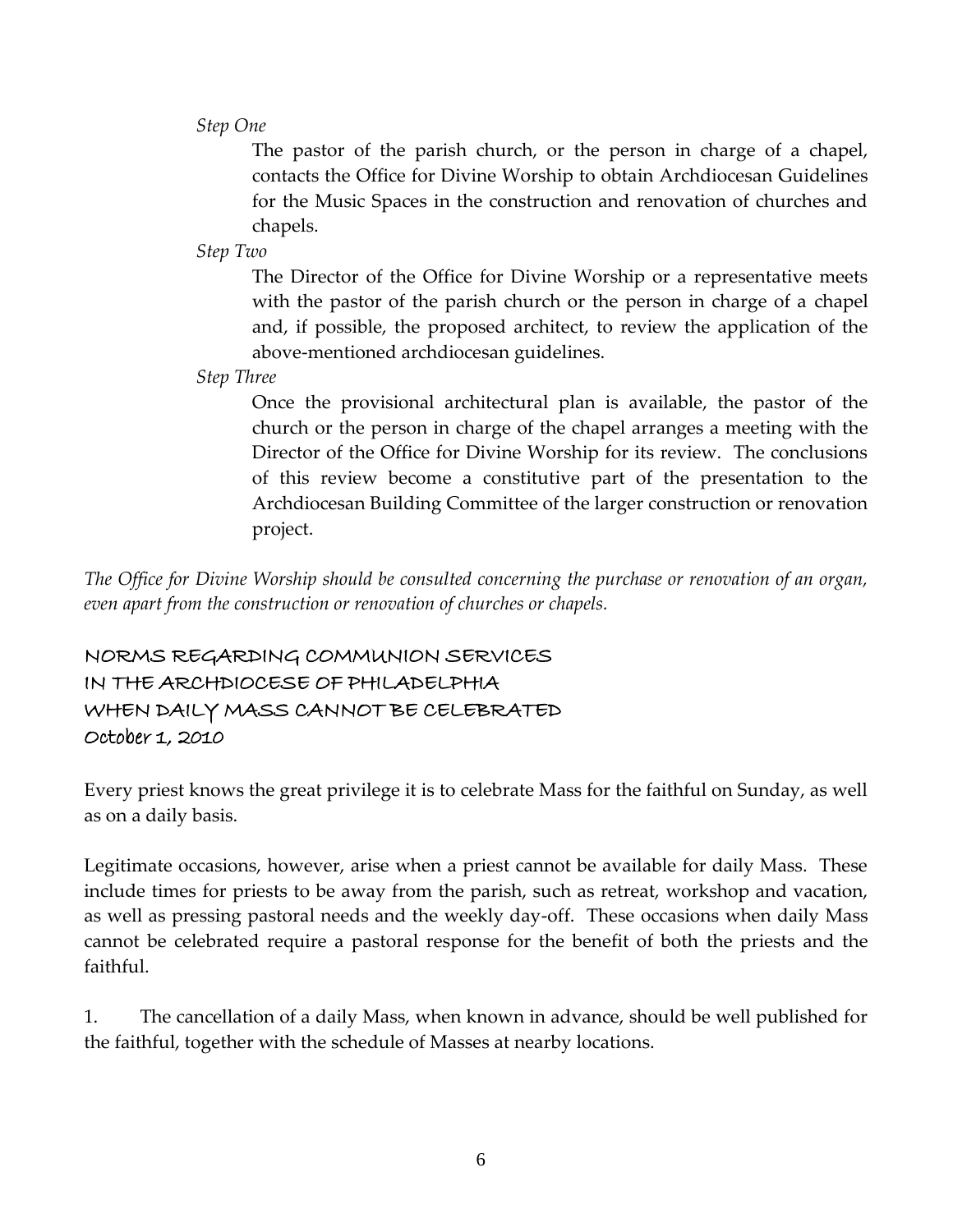*Step One*

The pastor of the parish church, or the person in charge of a chapel, contacts the Office for Divine Worship to obtain Archdiocesan Guidelines for the Music Spaces in the construction and renovation of churches and chapels.

*Step Two*

The Director of the Office for Divine Worship or a representative meets with the pastor of the parish church or the person in charge of a chapel and, if possible, the proposed architect, to review the application of the above-mentioned archdiocesan guidelines.

*Step Three*

Once the provisional architectural plan is available, the pastor of the church or the person in charge of the chapel arranges a meeting with the Director of the Office for Divine Worship for its review. The conclusions of this review become a constitutive part of the presentation to the Archdiocesan Building Committee of the larger construction or renovation project.

*The Office for Divine Worship should be consulted concerning the purchase or renovation of an organ, even apart from the construction or renovation of churches or chapels.*

## NORMS REGARDING COMMUNION SERVICES IN THE ARCHDIOCESE OF PHILADELPHIA WHEN DAILY MASS CANNOT BE CELEBRATED

October 1, 2010

Every priest knows the great privilege it is to celebrate Mass for the faithful on Sunday, as well as on a daily basis.

Legitimate occasions, however, arise when a priest cannot be available for daily Mass. These include times for priests to be away from the parish, such as retreat, workshop and vacation, as well as pressing pastoral needs and the weekly day-off. These occasions when daily Mass cannot be celebrated require a pastoral response for the benefit of both the priests and the faithful.

1. The cancellation of a daily Mass, when known in advance, should be well published for the faithful, together with the schedule of Masses at nearby locations.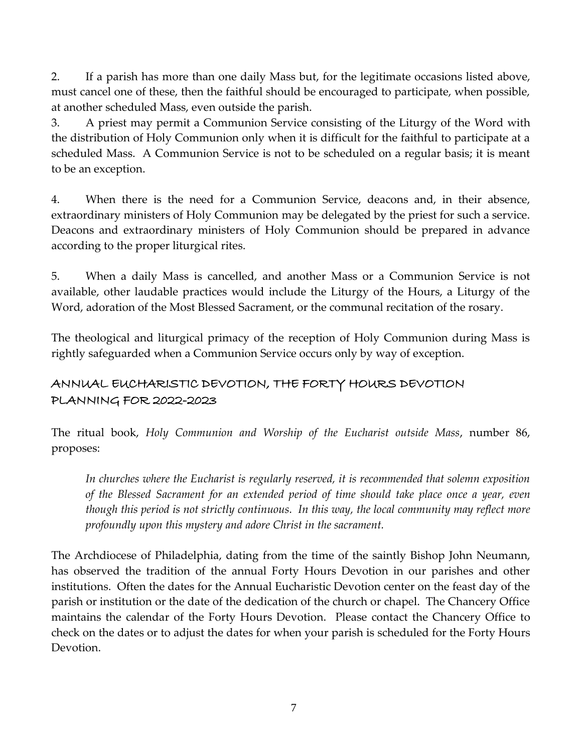2. If a parish has more than one daily Mass but, for the legitimate occasions listed above, must cancel one of these, then the faithful should be encouraged to participate, when possible, at another scheduled Mass, even outside the parish.

3. A priest may permit a Communion Service consisting of the Liturgy of the Word with the distribution of Holy Communion only when it is difficult for the faithful to participate at a scheduled Mass. A Communion Service is not to be scheduled on a regular basis; it is meant to be an exception.

4. When there is the need for a Communion Service, deacons and, in their absence, extraordinary ministers of Holy Communion may be delegated by the priest for such a service. Deacons and extraordinary ministers of Holy Communion should be prepared in advance according to the proper liturgical rites.

5. When a daily Mass is cancelled, and another Mass or a Communion Service is not available, other laudable practices would include the Liturgy of the Hours, a Liturgy of the Word, adoration of the Most Blessed Sacrament, or the communal recitation of the rosary.

The theological and liturgical primacy of the reception of Holy Communion during Mass is rightly safeguarded when a Communion Service occurs only by way of exception.

## ANNUAL EUCHARISTIC DEVOTION, THE FORTY HOURS DEVOTION PLANNING FOR 2022-2023

The ritual book, *Holy Communion and Worship of the Eucharist outside Mass*, number 86, proposes:

> *In churches where the Eucharist is regularly reserved, it is recommended that solemn exposition of the Blessed Sacrament for an extended period of time should take place once a year, even though this period is not strictly continuous. In this way, the local community may reflect more profoundly upon this mystery and adore Christ in the sacrament.*

The Archdiocese of Philadelphia, dating from the time of the saintly Bishop John Neumann, has observed the tradition of the annual Forty Hours Devotion in our parishes and other institutions. Often the dates for the Annual Eucharistic Devotion center on the feast day of the parish or institution or the date of the dedication of the church or chapel. The Chancery Office maintains the calendar of the Forty Hours Devotion. Please contact the Chancery Office to check on the dates or to adjust the dates for when your parish is scheduled for the Forty Hours Devotion.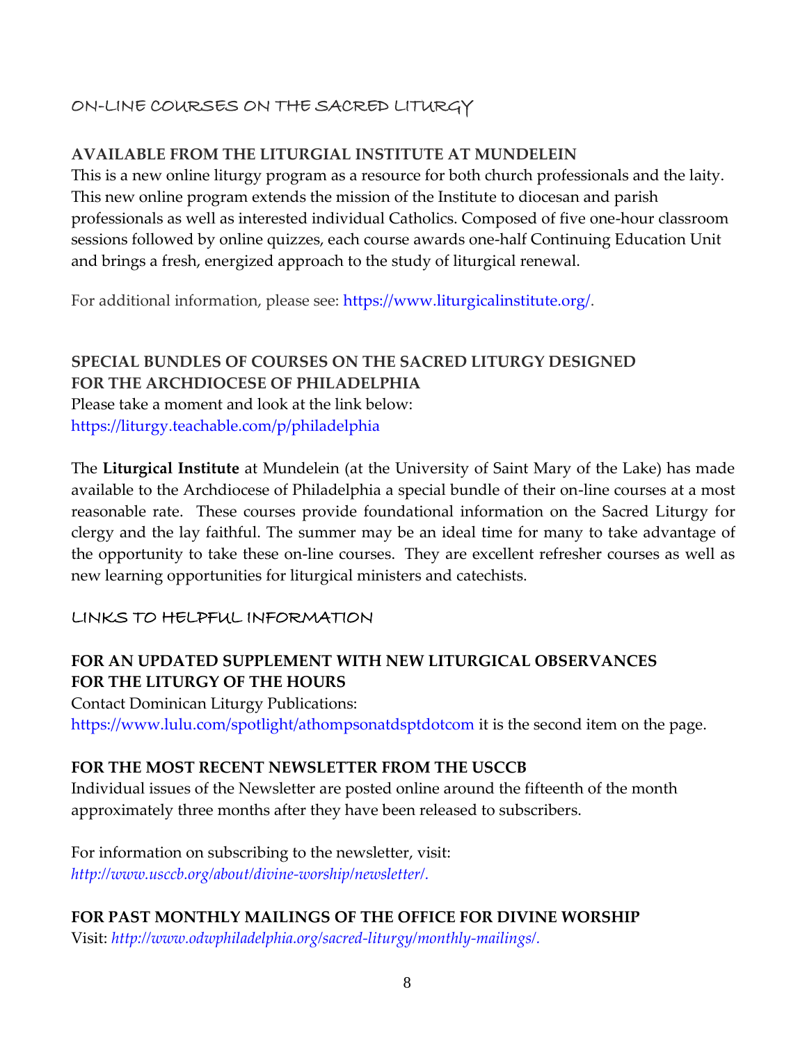## ON-LINE COURSES ON THE SACRED LITURGY

**AVAILABLE FROM THE LITURGIAL INSTITUTE AT MUNDELEIN**
This is a new online liturgy program as a resource for both church professionals and the laity. This new online program extends the mission of the Institute to diocesan and parish professionals as well as interested individual Catholics. Composed of five one-hour classroom sessions followed by online quizzes, each course awards one-half Continuing Education Unit and brings a fresh, energized approach to the study of liturgical renewal.

For additional information, please see: https://www.liturgicalinstitute.org/.

**SPECIAL BUNDLES OF COURSES ON THE SACRED LITURGY DESIGNED FOR THE ARCHDIOCESE OF PHILADELPHIA**
Please take a moment and look at the link below:
https://liturgy.teachable.com/p/philadelphia

The **Liturgical Institute** at Mundelein (at the University of Saint Mary of the Lake) has made available to the Archdiocese of Philadelphia a special bundle of their on-line courses at a most reasonable rate. These courses provide foundational information on the Sacred Liturgy for clergy and the lay faithful. The summer may be an ideal time for many to take advantage of the opportunity to take these on-line courses. They are excellent refresher courses as well as new learning opportunities for liturgical ministers and catechists.

## LINKS TO HELPFUL INFORMATION

**FOR AN UPDATED SUPPLEMENT WITH NEW LITURGICAL OBSERVANCES FOR THE LITURGY OF THE HOURS**
Contact Dominican Liturgy Publications:
https://www.lulu.com/spotlight/athompsonatdsptdotcom it is the second item on the page.

**FOR THE MOST RECENT NEWSLETTER FROM THE USCCB**
Individual issues of the Newsletter are posted online around the fifteenth of the month approximately three months after they have been released to subscribers.

For information on subscribing to the newsletter, visit:
*http://www.usccb.org/about/divine-worship/newsletter/.*

**FOR PAST MONTHLY MAILINGS OF THE OFFICE FOR DIVINE WORSHIP**
Visit: *http://www.odwphiladelphia.org/sacred-liturgy/monthly-mailings/.*